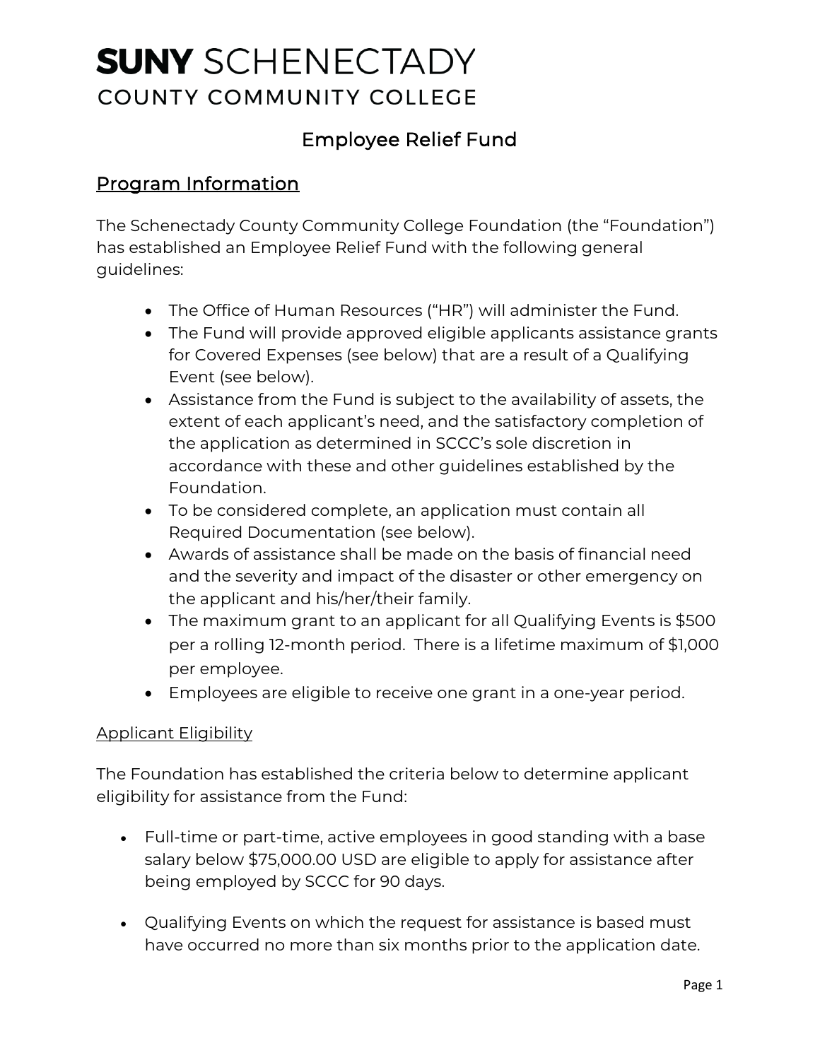# SUNY SCHENECTADY
## COUNTY COMMUNITY COLLEGE

## Employee Relief Fund

## Program Information

The Schenectady County Community College Foundation (the "Foundation") has established an Employee Relief Fund with the following general guidelines:

- The Office of Human Resources ("HR") will administer the Fund.
- The Fund will provide approved eligible applicants assistance grants for Covered Expenses (see below) that are a result of a Qualifying Event (see below).
- Assistance from the Fund is subject to the availability of assets, the extent of each applicant's need, and the satisfactory completion of the application as determined in SCCC's sole discretion in accordance with these and other guidelines established by the Foundation.
- To be considered complete, an application must contain all Required Documentation (see below).
- Awards of assistance shall be made on the basis of financial need and the severity and impact of the disaster or other emergency on the applicant and his/her/their family.
- The maximum grant to an applicant for all Qualifying Events is $500 per a rolling 12-month period. There is a lifetime maximum of $1,000 per employee.
- Employees are eligible to receive one grant in a one-year period.

### Applicant Eligibility

The Foundation has established the criteria below to determine applicant eligibility for assistance from the Fund:

- Full-time or part-time, active employees in good standing with a base salary below $75,000.00 USD are eligible to apply for assistance after being employed by SCCC for 90 days.
- Qualifying Events on which the request for assistance is based must have occurred no more than six months prior to the application date.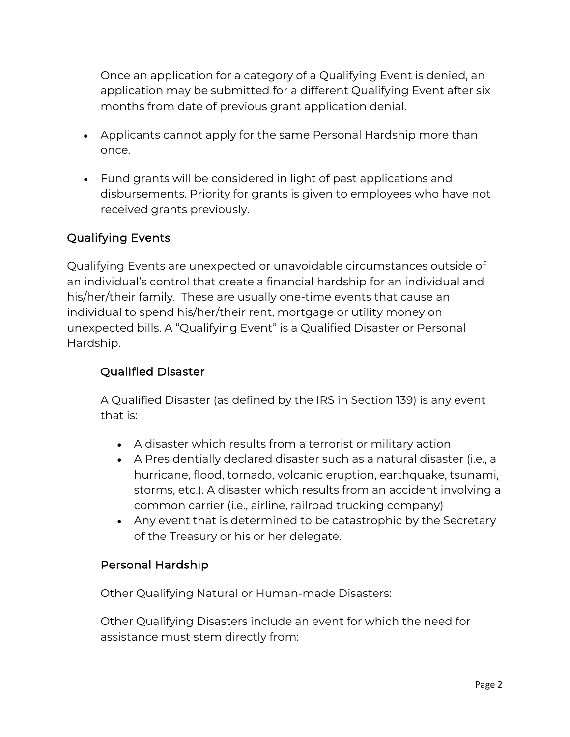Once an application for a category of a Qualifying Event is denied, an application may be submitted for a different Qualifying Event after six months from date of previous grant application denial.

- Applicants cannot apply for the same Personal Hardship more than once.
- Fund grants will be considered in light of past applications and disbursements. Priority for grants is given to employees who have not received grants previously.

## Qualifying Events

Qualifying Events are unexpected or unavoidable circumstances outside of an individual's control that create a financial hardship for an individual and his/her/their family. These are usually one-time events that cause an individual to spend his/her/their rent, mortgage or utility money on unexpected bills. A "Qualifying Event" is a Qualified Disaster or Personal Hardship.

### Qualified Disaster

A Qualified Disaster (as defined by the IRS in Section 139) is any event that is:

- A disaster which results from a terrorist or military action
- A Presidentially declared disaster such as a natural disaster (i.e., a hurricane, flood, tornado, volcanic eruption, earthquake, tsunami, storms, etc.). A disaster which results from an accident involving a common carrier (i.e., airline, railroad trucking company)
- Any event that is determined to be catastrophic by the Secretary of the Treasury or his or her delegate.

### Personal Hardship

Other Qualifying Natural or Human-made Disasters:

Other Qualifying Disasters include an event for which the need for assistance must stem directly from: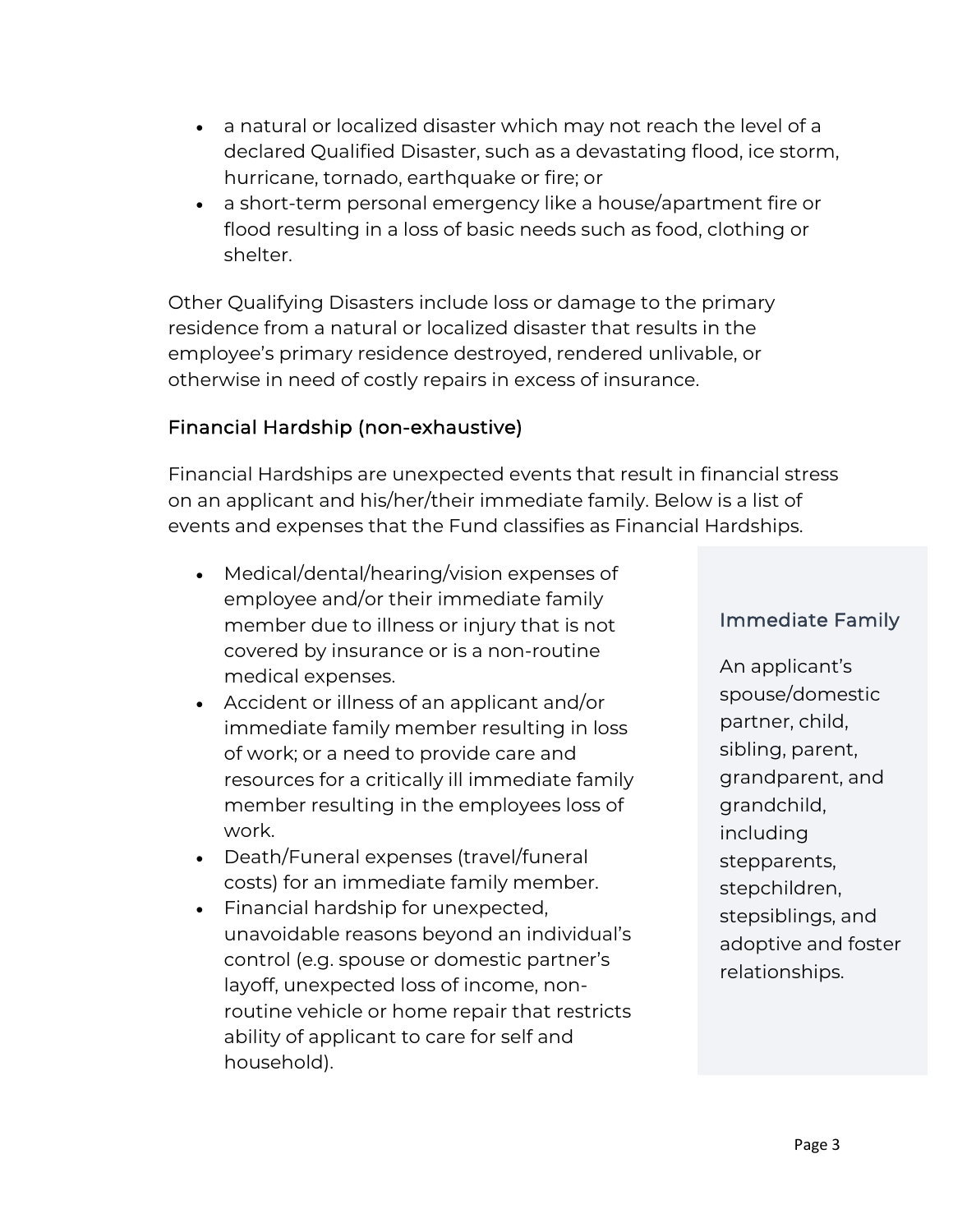- a natural or localized disaster which may not reach the level of a declared Qualified Disaster, such as a devastating flood, ice storm, hurricane, tornado, earthquake or fire; or
- a short-term personal emergency like a house/apartment fire or flood resulting in a loss of basic needs such as food, clothing or shelter.

Other Qualifying Disasters include loss or damage to the primary residence from a natural or localized disaster that results in the employee's primary residence destroyed, rendered unlivable, or otherwise in need of costly repairs in excess of insurance.

### Financial Hardship (non-exhaustive)

Financial Hardships are unexpected events that result in financial stress on an applicant and his/her/their immediate family. Below is a list of events and expenses that the Fund classifies as Financial Hardships.

- Medical/dental/hearing/vision expenses of employee and/or their immediate family member due to illness or injury that is not covered by insurance or is a non-routine medical expenses.
- Accident or illness of an applicant and/or immediate family member resulting in loss of work; or a need to provide care and resources for a critically ill immediate family member resulting in the employees loss of work.
- Death/Funeral expenses (travel/funeral costs) for an immediate family member.
- Financial hardship for unexpected, unavoidable reasons beyond an individual's control (e.g. spouse or domestic partner's layoff, unexpected loss of income, non-routine vehicle or home repair that restricts ability of applicant to care for self and household).

#### Immediate Family

An applicant's spouse/domestic partner, child, sibling, parent, grandparent, and grandchild, including stepparents, stepchildren, stepsiblings, and adoptive and foster relationships.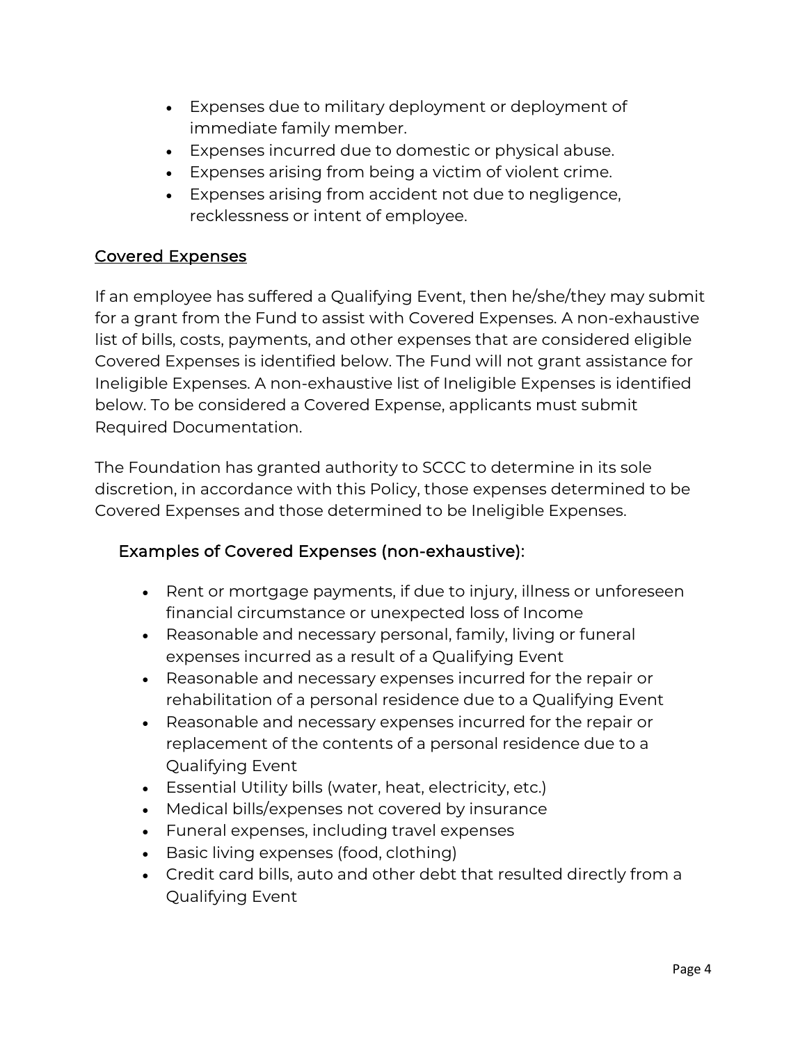- Expenses due to military deployment or deployment of immediate family member.
- Expenses incurred due to domestic or physical abuse.
- Expenses arising from being a victim of violent crime.
- Expenses arising from accident not due to negligence, recklessness or intent of employee.

## Covered Expenses

If an employee has suffered a Qualifying Event, then he/she/they may submit for a grant from the Fund to assist with Covered Expenses. A non-exhaustive list of bills, costs, payments, and other expenses that are considered eligible Covered Expenses is identified below. The Fund will not grant assistance for Ineligible Expenses. A non-exhaustive list of Ineligible Expenses is identified below. To be considered a Covered Expense, applicants must submit Required Documentation.

The Foundation has granted authority to SCCC to determine in its sole discretion, in accordance with this Policy, those expenses determined to be Covered Expenses and those determined to be Ineligible Expenses.

### Examples of Covered Expenses (non-exhaustive):

- Rent or mortgage payments, if due to injury, illness or unforeseen financial circumstance or unexpected loss of Income
- Reasonable and necessary personal, family, living or funeral expenses incurred as a result of a Qualifying Event
- Reasonable and necessary expenses incurred for the repair or rehabilitation of a personal residence due to a Qualifying Event
- Reasonable and necessary expenses incurred for the repair or replacement of the contents of a personal residence due to a Qualifying Event
- Essential Utility bills (water, heat, electricity, etc.)
- Medical bills/expenses not covered by insurance
- Funeral expenses, including travel expenses
- Basic living expenses (food, clothing)
- Credit card bills, auto and other debt that resulted directly from a Qualifying Event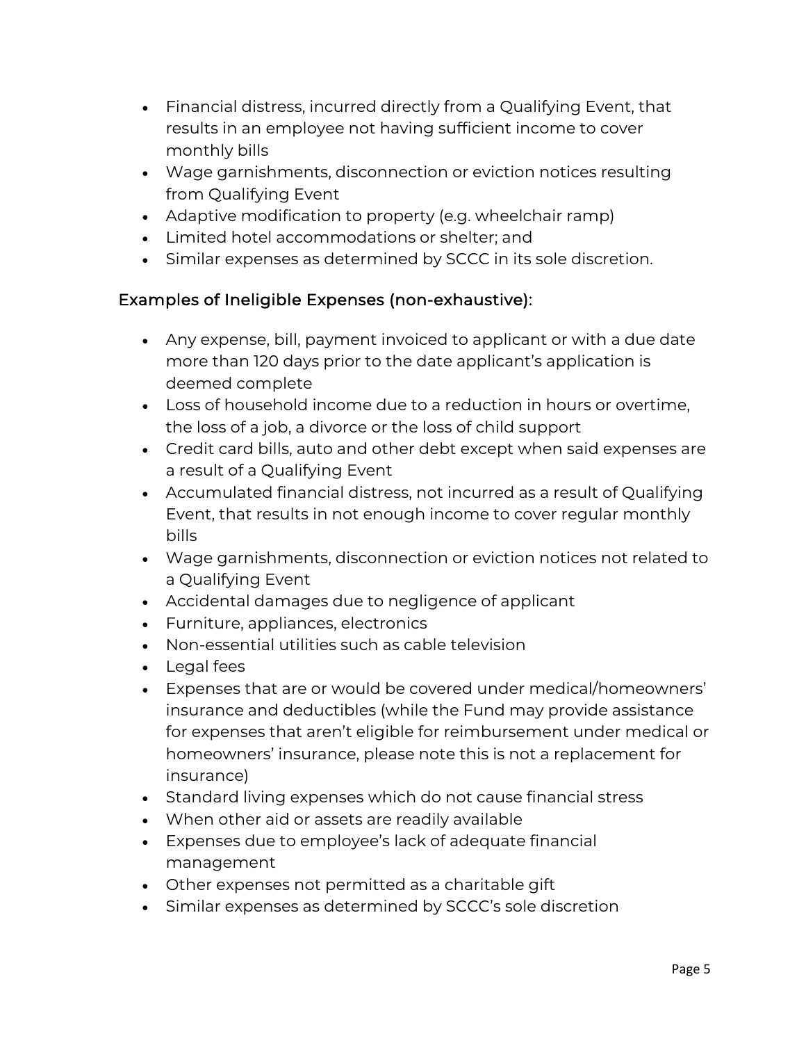- Financial distress, incurred directly from a Qualifying Event, that results in an employee not having sufficient income to cover monthly bills
- Wage garnishments, disconnection or eviction notices resulting from Qualifying Event
- Adaptive modification to property (e.g. wheelchair ramp)
- Limited hotel accommodations or shelter; and
- Similar expenses as determined by SCCC in its sole discretion.

### Examples of Ineligible Expenses (non-exhaustive):

- Any expense, bill, payment invoiced to applicant or with a due date more than 120 days prior to the date applicant's application is deemed complete
- Loss of household income due to a reduction in hours or overtime, the loss of a job, a divorce or the loss of child support
- Credit card bills, auto and other debt except when said expenses are a result of a Qualifying Event
- Accumulated financial distress, not incurred as a result of Qualifying Event, that results in not enough income to cover regular monthly bills
- Wage garnishments, disconnection or eviction notices not related to a Qualifying Event
- Accidental damages due to negligence of applicant
- Furniture, appliances, electronics
- Non-essential utilities such as cable television
- Legal fees
- Expenses that are or would be covered under medical/homeowners' insurance and deductibles (while the Fund may provide assistance for expenses that aren't eligible for reimbursement under medical or homeowners' insurance, please note this is not a replacement for insurance)
- Standard living expenses which do not cause financial stress
- When other aid or assets are readily available
- Expenses due to employee's lack of adequate financial management
- Other expenses not permitted as a charitable gift
- Similar expenses as determined by SCCC's sole discretion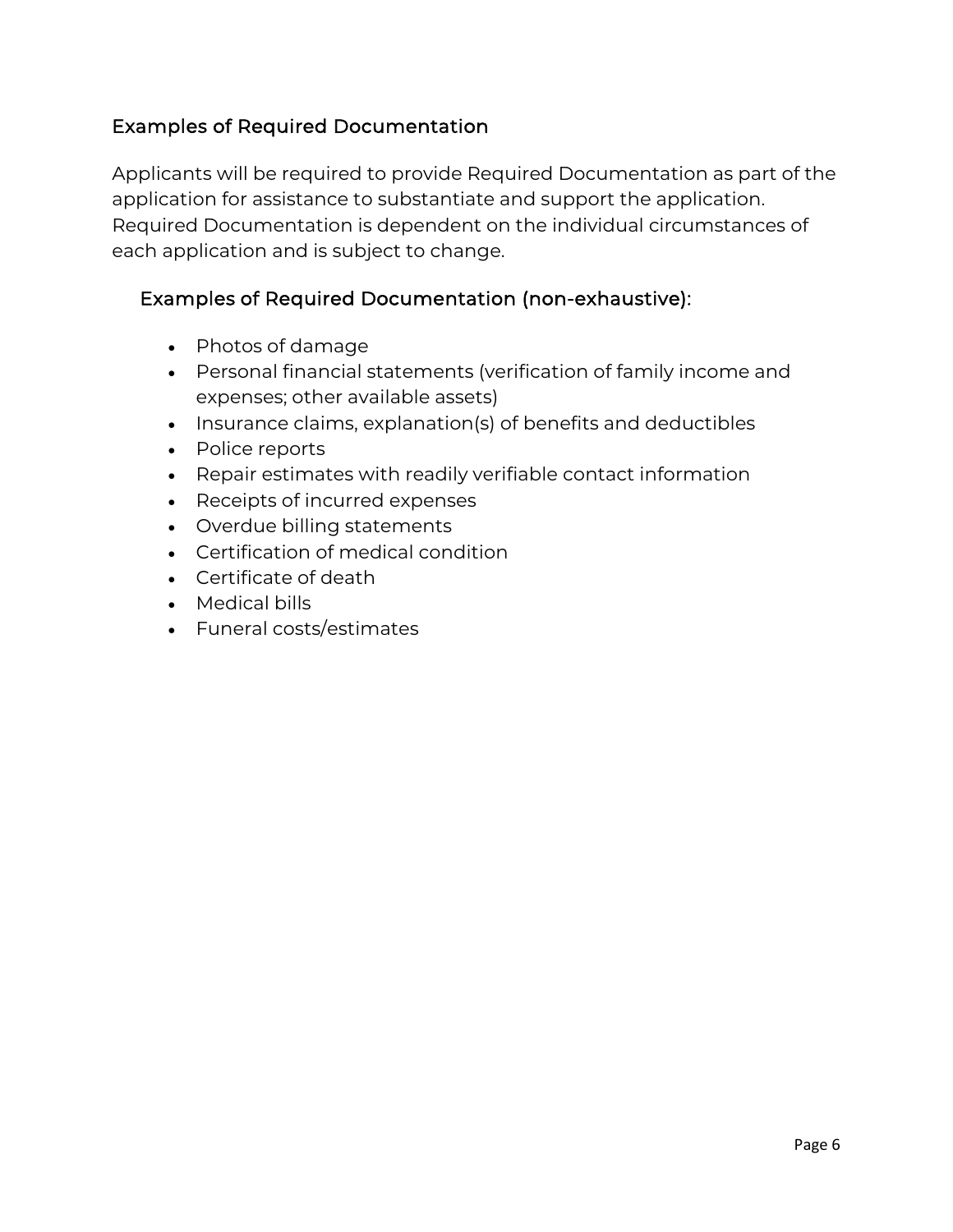## Examples of Required Documentation

Applicants will be required to provide Required Documentation as part of the application for assistance to substantiate and support the application. Required Documentation is dependent on the individual circumstances of each application and is subject to change.

### Examples of Required Documentation (non-exhaustive):

- Photos of damage
- Personal financial statements (verification of family income and expenses; other available assets)
- Insurance claims, explanation(s) of benefits and deductibles
- Police reports
- Repair estimates with readily verifiable contact information
- Receipts of incurred expenses
- Overdue billing statements
- Certification of medical condition
- Certificate of death
- Medical bills
- Funeral costs/estimates